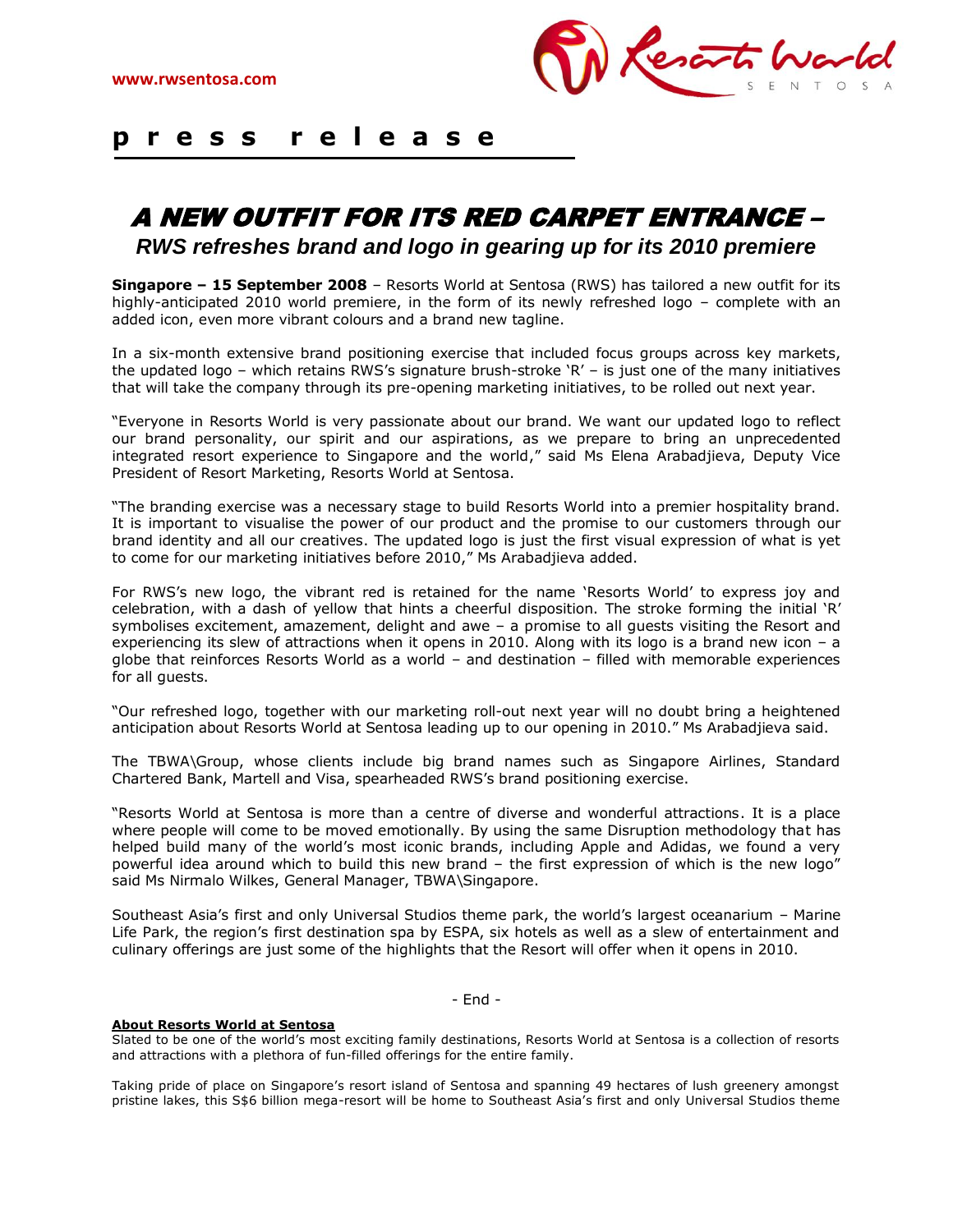www.rwsentosa.com

**p r e s s r e l e a s e**

# A NEW OUTFIT FOR ITS RED CARPET ENTRANCE –

## *RWS refreshes brand and logo in gearing up for its 2010 premiere*

**Singapore – 15 September 2008** – Resorts World at Sentosa (RWS) has tailored a new outfit for its highly-anticipated 2010 world premiere, in the form of its newly refreshed logo – complete with an added icon, even more vibrant colours and a brand new tagline.

In a six-month extensive brand positioning exercise that included focus groups across key markets, the updated logo – which retains RWS's signature brush-stroke 'R' – is just one of the many initiatives that will take the company through its pre-opening marketing initiatives, to be rolled out next year.

"Everyone in Resorts World is very passionate about our brand. We want our updated logo to reflect our brand personality, our spirit and our aspirations, as we prepare to bring an unprecedented integrated resort experience to Singapore and the world," said Ms Elena Arabadjieva, Deputy Vice President of Resort Marketing, Resorts World at Sentosa.

"The branding exercise was a necessary stage to build Resorts World into a premier hospitality brand. It is important to visualise the power of our product and the promise to our customers through our brand identity and all our creatives. The updated logo is just the first visual expression of what is yet to come for our marketing initiatives before 2010," Ms Arabadjieva added.

For RWS's new logo, the vibrant red is retained for the name 'Resorts World' to express joy and celebration, with a dash of yellow that hints a cheerful disposition. The stroke forming the initial 'R' symbolises excitement, amazement, delight and awe – a promise to all guests visiting the Resort and experiencing its slew of attractions when it opens in 2010. Along with its logo is a brand new icon – a globe that reinforces Resorts World as a world – and destination – filled with memorable experiences for all guests.

"Our refreshed logo, together with our marketing roll-out next year will no doubt bring a heightened anticipation about Resorts World at Sentosa leading up to our opening in 2010." Ms Arabadjieva said.

The TBWA\Group, whose clients include big brand names such as Singapore Airlines, Standard Chartered Bank, Martell and Visa, spearheaded RWS's brand positioning exercise.

"Resorts World at Sentosa is more than a centre of diverse and wonderful attractions. It is a place where people will come to be moved emotionally. By using the same Disruption methodology that has helped build many of the world's most iconic brands, including Apple and Adidas, we found a very powerful idea around which to build this new brand – the first expression of which is the new logo" said Ms Nirmalo Wilkes, General Manager, TBWA\Singapore.

Southeast Asia's first and only Universal Studios theme park, the world's largest oceanarium – Marine Life Park, the region's first destination spa by ESPA, six hotels as well as a slew of entertainment and culinary offerings are just some of the highlights that the Resort will offer when it opens in 2010.

\- End -

**About Resorts World at Sentosa**

Slated to be one of the world's most exciting family destinations, Resorts World at Sentosa is a collection of resorts and attractions with a plethora of fun-filled offerings for the entire family.

Taking pride of place on Singapore's resort island of Sentosa and spanning 49 hectares of lush greenery amongst pristine lakes, this S$6 billion mega-resort will be home to Southeast Asia's first and only Universal Studios theme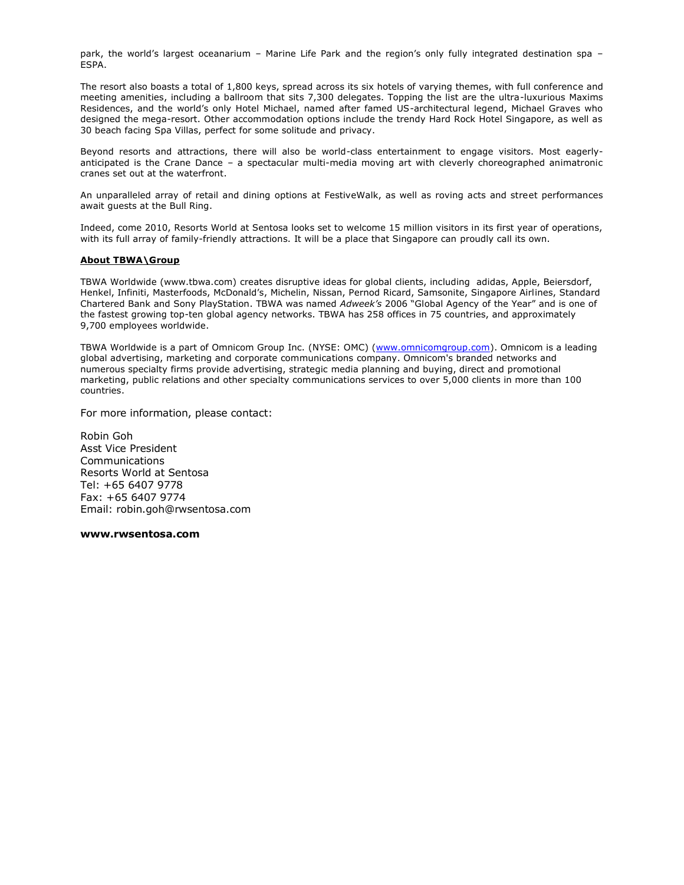park, the world's largest oceanarium – Marine Life Park and the region's only fully integrated destination spa – ESPA.

The resort also boasts a total of 1,800 keys, spread across its six hotels of varying themes, with full conference and meeting amenities, including a ballroom that sits 7,300 delegates. Topping the list are the ultra-luxurious Maxims Residences, and the world's only Hotel Michael, named after famed US-architectural legend, Michael Graves who designed the mega-resort. Other accommodation options include the trendy Hard Rock Hotel Singapore, as well as 30 beach facing Spa Villas, perfect for some solitude and privacy.

Beyond resorts and attractions, there will also be world-class entertainment to engage visitors. Most eagerly-anticipated is the Crane Dance – a spectacular multi-media moving art with cleverly choreographed animatronic cranes set out at the waterfront.

An unparalleled array of retail and dining options at FestiveWalk, as well as roving acts and street performances await guests at the Bull Ring.

Indeed, come 2010, Resorts World at Sentosa looks set to welcome 15 million visitors in its first year of operations, with its full array of family-friendly attractions. It will be a place that Singapore can proudly call its own.

**About TBWA\Group**

TBWA Worldwide (www.tbwa.com) creates disruptive ideas for global clients, including adidas, Apple, Beiersdorf, Henkel, Infiniti, Masterfoods, McDonald's, Michelin, Nissan, Pernod Ricard, Samsonite, Singapore Airlines, Standard Chartered Bank and Sony PlayStation. TBWA was named *Adweek's* 2006 "Global Agency of the Year" and is one of the fastest growing top-ten global agency networks. TBWA has 258 offices in 75 countries, and approximately 9,700 employees worldwide.

TBWA Worldwide is a part of Omnicom Group Inc. (NYSE: OMC) (www.omnicomgroup.com). Omnicom is a leading global advertising, marketing and corporate communications company. Omnicom's branded networks and numerous specialty firms provide advertising, strategic media planning and buying, direct and promotional marketing, public relations and other specialty communications services to over 5,000 clients in more than 100 countries.

For more information, please contact:

Robin Goh
Asst Vice President
Communications
Resorts World at Sentosa
Tel: +65 6407 9778
Fax: +65 6407 9774
Email: robin.goh@rwsentosa.com

**www.rwsentosa.com**